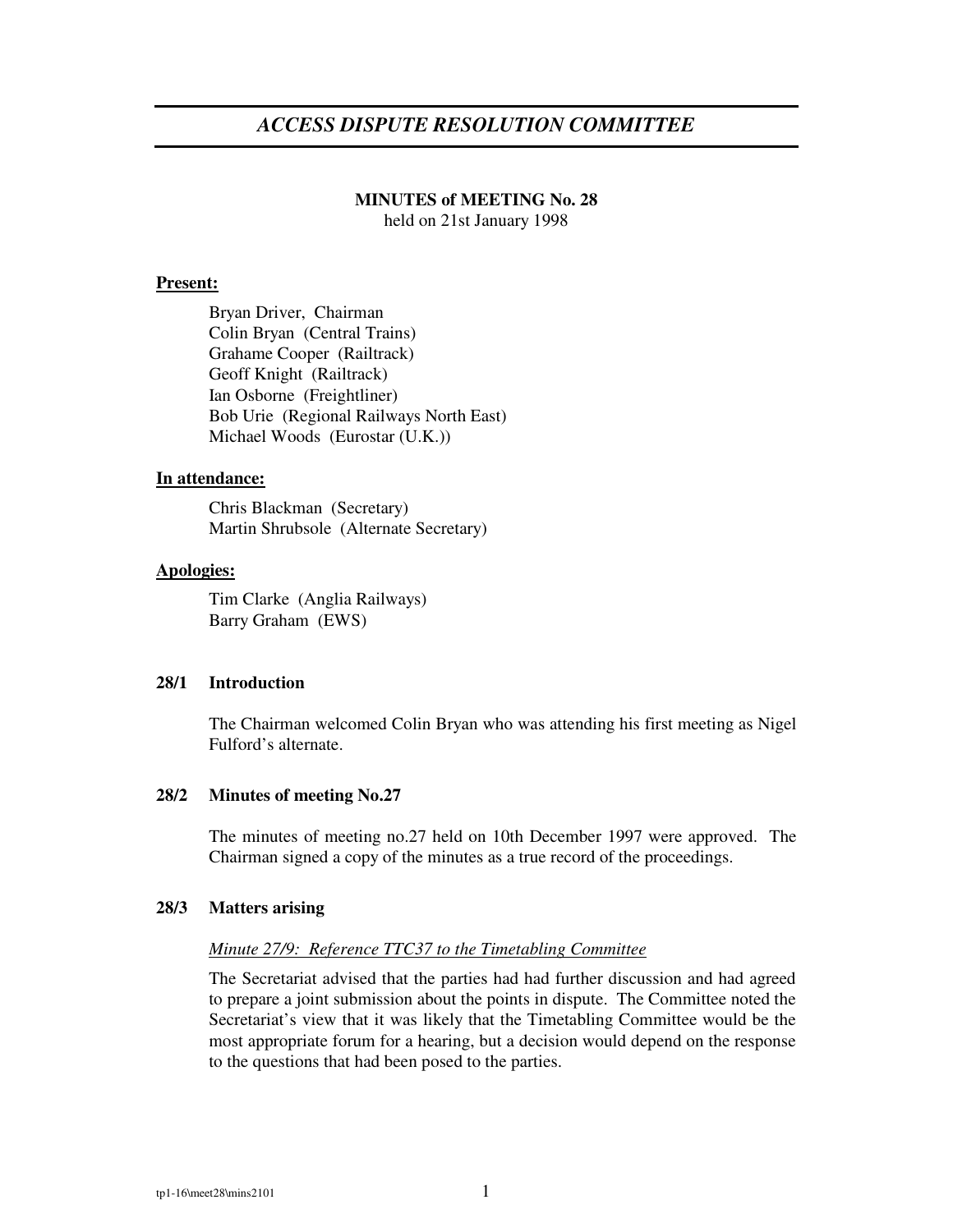# *ACCESS DISPUTE RESOLUTION COMMITTEE*

**MINUTES of MEETING No. 28**
held on 21st January 1998

**Present:**

Bryan Driver, Chairman
Colin Bryan (Central Trains)
Grahame Cooper (Railtrack)
Geoff Knight (Railtrack)
Ian Osborne (Freightliner)
Bob Urie (Regional Railways North East)
Michael Woods (Eurostar (U.K.))

**In attendance:**

Chris Blackman (Secretary)
Martin Shrubsole (Alternate Secretary)

**Apologies:**

Tim Clarke (Anglia Railways)
Barry Graham (EWS)

### 28/1 Introduction

The Chairman welcomed Colin Bryan who was attending his first meeting as Nigel Fulford's alternate.

### 28/2 Minutes of meeting No.27

The minutes of meeting no.27 held on 10th December 1997 were approved. The Chairman signed a copy of the minutes as a true record of the proceedings.

### 28/3 Matters arising

*Minute 27/9: Reference TTC37 to the Timetabling Committee*

The Secretariat advised that the parties had had further discussion and had agreed to prepare a joint submission about the points in dispute. The Committee noted the Secretariat's view that it was likely that the Timetabling Committee would be the most appropriate forum for a hearing, but a decision would depend on the response to the questions that had been posed to the parties.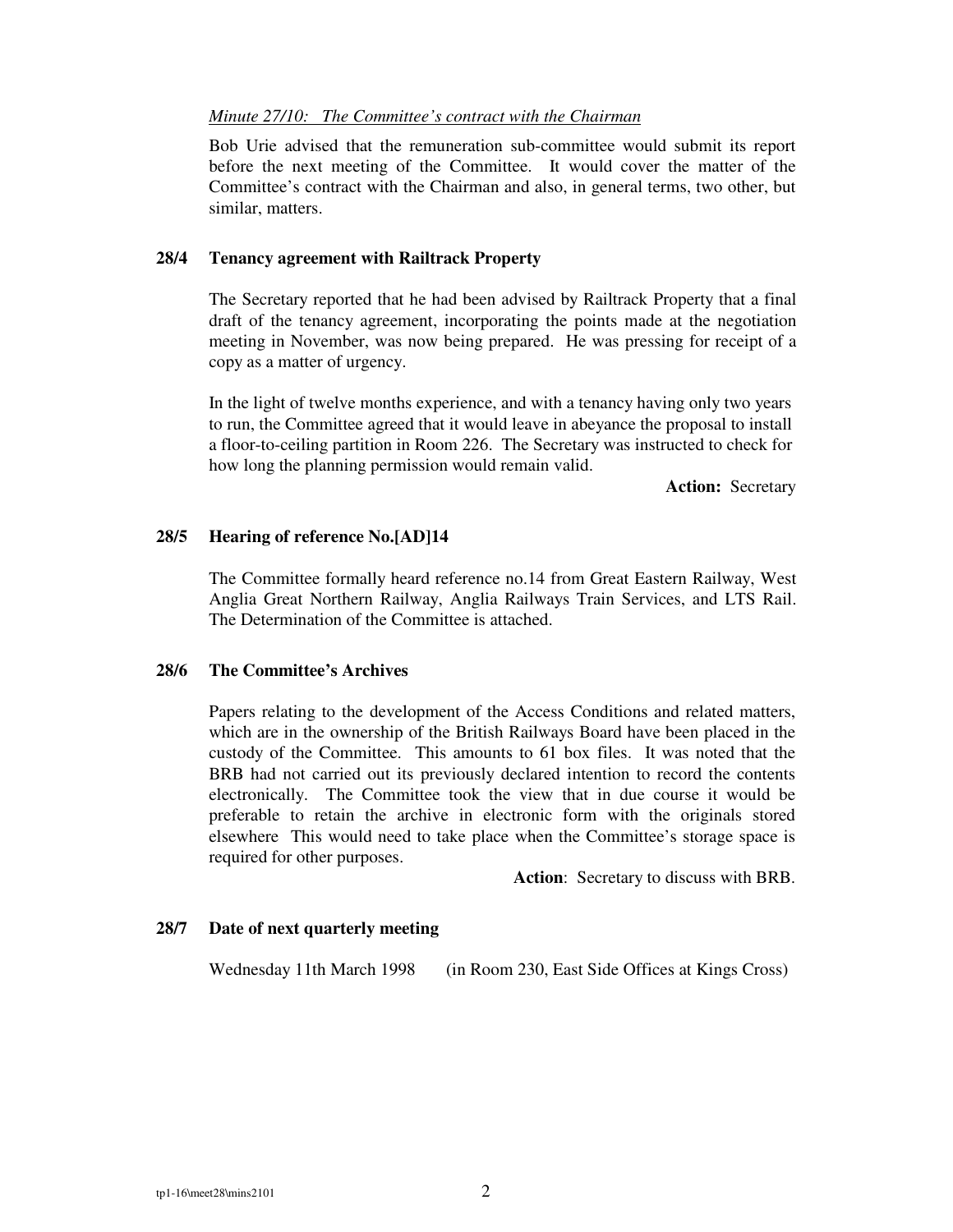*Minute 27/10: The Committee's contract with the Chairman*

Bob Urie advised that the remuneration sub-committee would submit its report before the next meeting of the Committee. It would cover the matter of the Committee's contract with the Chairman and also, in general terms, two other, but similar, matters.

**28/4 Tenancy agreement with Railtrack Property**

The Secretary reported that he had been advised by Railtrack Property that a final draft of the tenancy agreement, incorporating the points made at the negotiation meeting in November, was now being prepared. He was pressing for receipt of a copy as a matter of urgency.

In the light of twelve months experience, and with a tenancy having only two years to run, the Committee agreed that it would leave in abeyance the proposal to install a floor-to-ceiling partition in Room 226. The Secretary was instructed to check for how long the planning permission would remain valid.

**Action:** Secretary

**28/5 Hearing of reference No.[AD]14**

The Committee formally heard reference no.14 from Great Eastern Railway, West Anglia Great Northern Railway, Anglia Railways Train Services, and LTS Rail. The Determination of the Committee is attached.

**28/6 The Committee's Archives**

Papers relating to the development of the Access Conditions and related matters, which are in the ownership of the British Railways Board have been placed in the custody of the Committee. This amounts to 61 box files. It was noted that the BRB had not carried out its previously declared intention to record the contents electronically. The Committee took the view that in due course it would be preferable to retain the archive in electronic form with the originals stored elsewhere This would need to take place when the Committee's storage space is required for other purposes.

**Action**: Secretary to discuss with BRB.

**28/7 Date of next quarterly meeting**

Wednesday 11th March 1998 (in Room 230, East Side Offices at Kings Cross)

tp1-16\meet28\mins2101